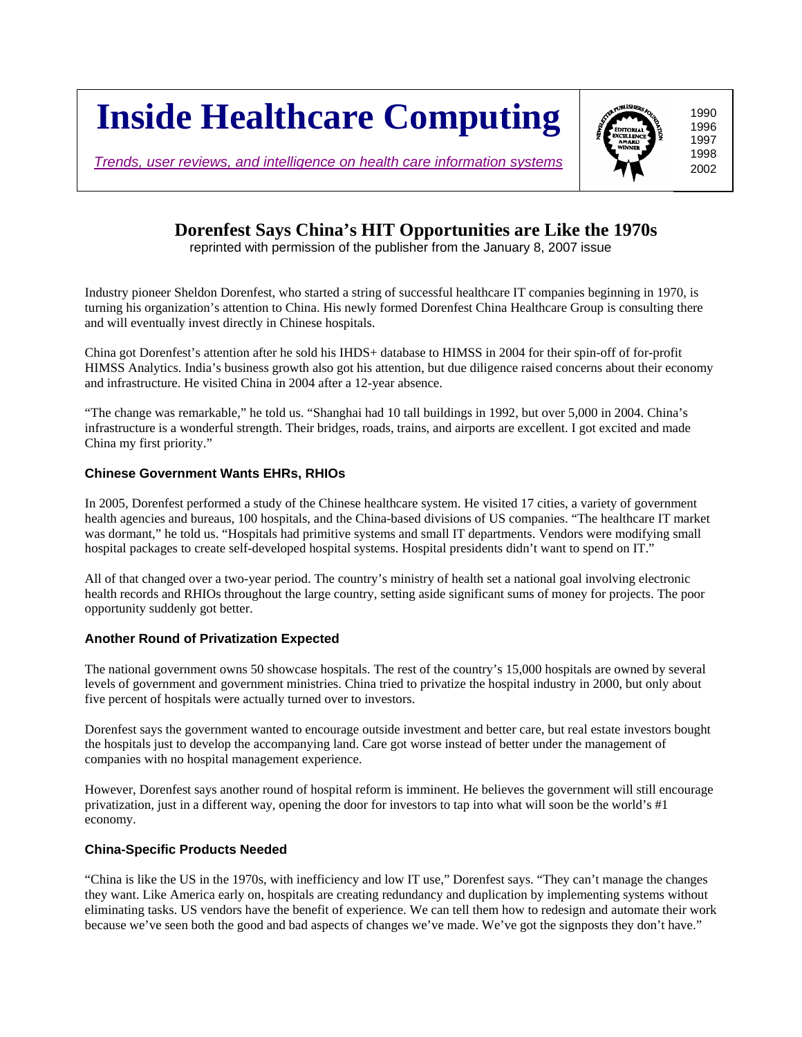# Inside Healthcare Computing

*Trends, user reviews, and intelligence on health care information systems*

1990
1996
1997
1998
2002

## Dorenfest Says China's HIT Opportunities are Like the 1970s

reprinted with permission of the publisher from the January 8, 2007 issue

Industry pioneer Sheldon Dorenfest, who started a string of successful healthcare IT companies beginning in 1970, is turning his organization's attention to China. His newly formed Dorenfest China Healthcare Group is consulting there and will eventually invest directly in Chinese hospitals.

China got Dorenfest's attention after he sold his IHDS+ database to HIMSS in 2004 for their spin-off of for-profit HIMSS Analytics. India's business growth also got his attention, but due diligence raised concerns about their economy and infrastructure. He visited China in 2004 after a 12-year absence.

"The change was remarkable," he told us. "Shanghai had 10 tall buildings in 1992, but over 5,000 in 2004. China's infrastructure is a wonderful strength. Their bridges, roads, trains, and airports are excellent. I got excited and made China my first priority."

### Chinese Government Wants EHRs, RHIOs

In 2005, Dorenfest performed a study of the Chinese healthcare system. He visited 17 cities, a variety of government health agencies and bureaus, 100 hospitals, and the China-based divisions of US companies. "The healthcare IT market was dormant," he told us. "Hospitals had primitive systems and small IT departments. Vendors were modifying small hospital packages to create self-developed hospital systems. Hospital presidents didn't want to spend on IT."

All of that changed over a two-year period. The country's ministry of health set a national goal involving electronic health records and RHIOs throughout the large country, setting aside significant sums of money for projects. The poor opportunity suddenly got better.

### Another Round of Privatization Expected

The national government owns 50 showcase hospitals. The rest of the country's 15,000 hospitals are owned by several levels of government and government ministries. China tried to privatize the hospital industry in 2000, but only about five percent of hospitals were actually turned over to investors.

Dorenfest says the government wanted to encourage outside investment and better care, but real estate investors bought the hospitals just to develop the accompanying land. Care got worse instead of better under the management of companies with no hospital management experience.

However, Dorenfest says another round of hospital reform is imminent. He believes the government will still encourage privatization, just in a different way, opening the door for investors to tap into what will soon be the world's #1 economy.

### China-Specific Products Needed

"China is like the US in the 1970s, with inefficiency and low IT use," Dorenfest says. "They can't manage the changes they want. Like America early on, hospitals are creating redundancy and duplication by implementing systems without eliminating tasks. US vendors have the benefit of experience. We can tell them how to redesign and automate their work because we've seen both the good and bad aspects of changes we've made. We've got the signposts they don't have."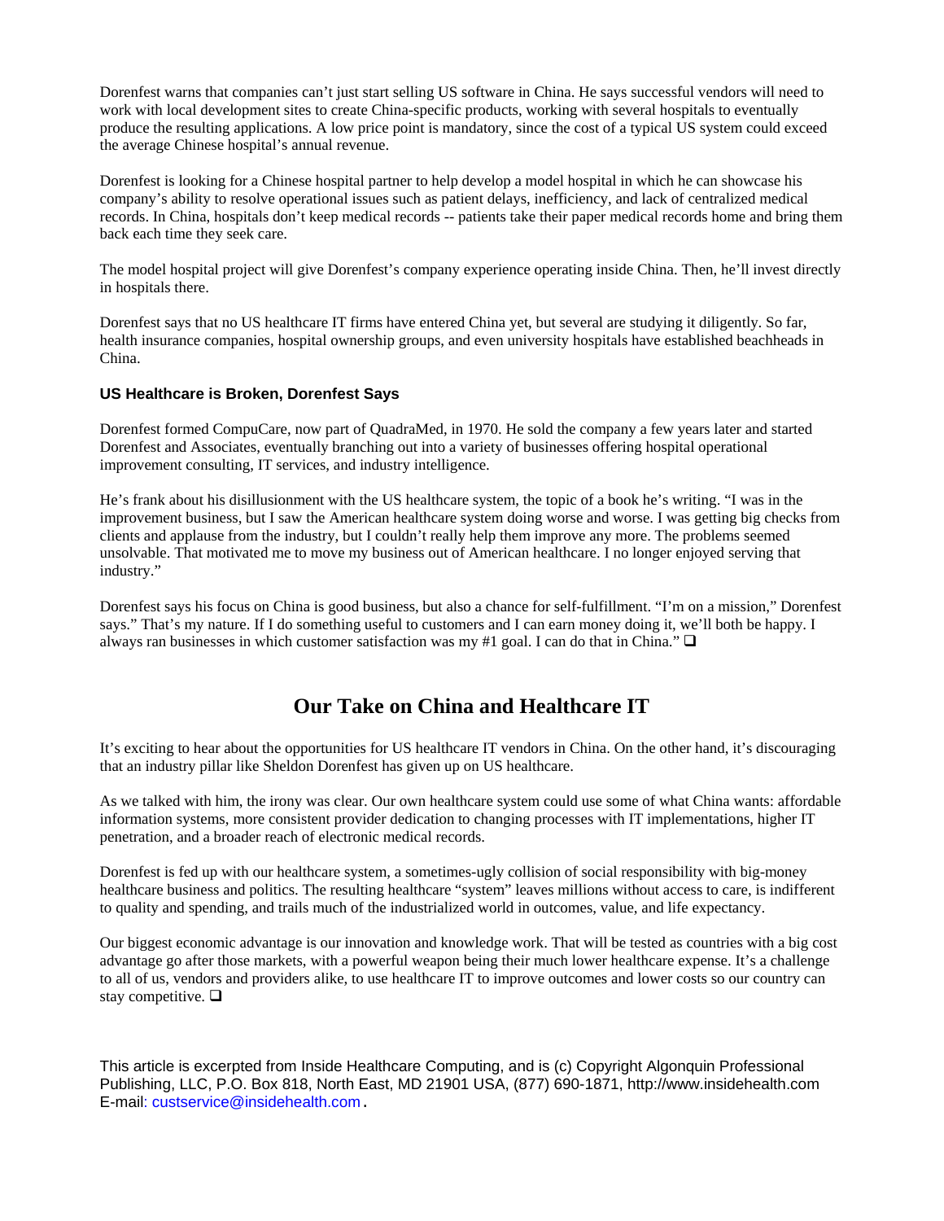Dorenfest warns that companies can't just start selling US software in China. He says successful vendors will need to work with local development sites to create China-specific products, working with several hospitals to eventually produce the resulting applications. A low price point is mandatory, since the cost of a typical US system could exceed the average Chinese hospital's annual revenue.

Dorenfest is looking for a Chinese hospital partner to help develop a model hospital in which he can showcase his company's ability to resolve operational issues such as patient delays, inefficiency, and lack of centralized medical records. In China, hospitals don't keep medical records -- patients take their paper medical records home and bring them back each time they seek care.

The model hospital project will give Dorenfest's company experience operating inside China. Then, he'll invest directly in hospitals there.

Dorenfest says that no US healthcare IT firms have entered China yet, but several are studying it diligently. So far, health insurance companies, hospital ownership groups, and even university hospitals have established beachheads in China.

### US Healthcare is Broken, Dorenfest Says

Dorenfest formed CompuCare, now part of QuadraMed, in 1970. He sold the company a few years later and started Dorenfest and Associates, eventually branching out into a variety of businesses offering hospital operational improvement consulting, IT services, and industry intelligence.

He's frank about his disillusionment with the US healthcare system, the topic of a book he's writing. "I was in the improvement business, but I saw the American healthcare system doing worse and worse. I was getting big checks from clients and applause from the industry, but I couldn't really help them improve any more. The problems seemed unsolvable. That motivated me to move my business out of American healthcare. I no longer enjoyed serving that industry."

Dorenfest says his focus on China is good business, but also a chance for self-fulfillment. "I'm on a mission," Dorenfest says." That's my nature. If I do something useful to customers and I can earn money doing it, we'll both be happy. I always ran businesses in which customer satisfaction was my #1 goal. I can do that in China." ❑

## Our Take on China and Healthcare IT

It's exciting to hear about the opportunities for US healthcare IT vendors in China. On the other hand, it's discouraging that an industry pillar like Sheldon Dorenfest has given up on US healthcare.

As we talked with him, the irony was clear. Our own healthcare system could use some of what China wants: affordable information systems, more consistent provider dedication to changing processes with IT implementations, higher IT penetration, and a broader reach of electronic medical records.

Dorenfest is fed up with our healthcare system, a sometimes-ugly collision of social responsibility with big-money healthcare business and politics. The resulting healthcare "system" leaves millions without access to care, is indifferent to quality and spending, and trails much of the industrialized world in outcomes, value, and life expectancy.

Our biggest economic advantage is our innovation and knowledge work. That will be tested as countries with a big cost advantage go after those markets, with a powerful weapon being their much lower healthcare expense. It's a challenge to all of us, vendors and providers alike, to use healthcare IT to improve outcomes and lower costs so our country can stay competitive. ❑

This article is excerpted from Inside Healthcare Computing, and is (c) Copyright Algonquin Professional Publishing, LLC, P.O. Box 818, North East, MD 21901 USA, (877) 690-1871, http://www.insidehealth.com E-mail: custservice@insidehealth.com.